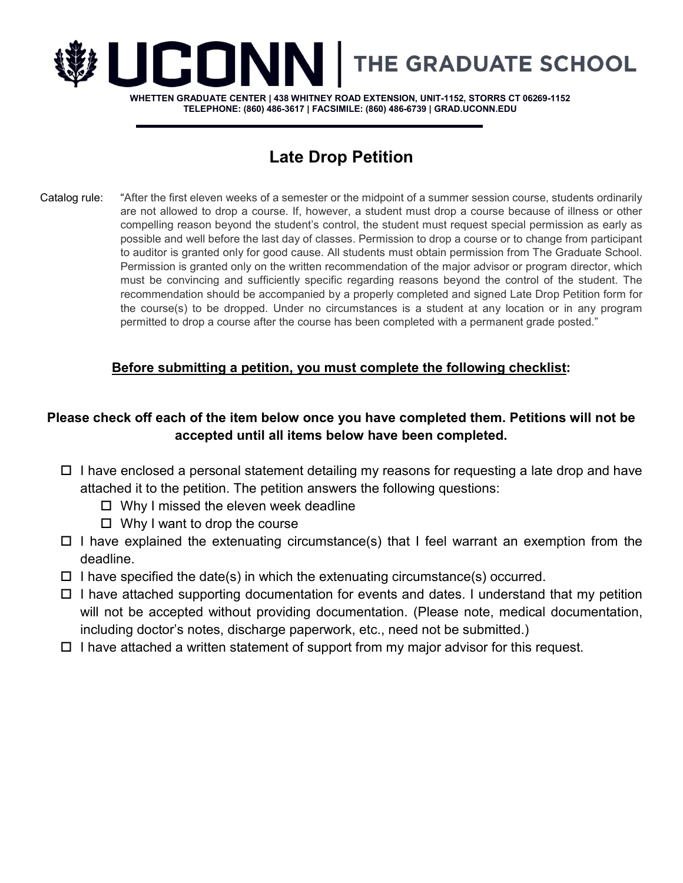**UCONN | THE GRADUATE SCHOOL**

**WHETTEN GRADUATE CENTER | 438 WHITNEY ROAD EXTENSION, UNIT-1152, STORRS CT 06269-1152**
**TELEPHONE: (860) 486-3617 | FACSIMILE: (860) 486-6739 | GRAD.UCONN.EDU**

# Late Drop Petition

Catalog rule: "After the first eleven weeks of a semester or the midpoint of a summer session course, students ordinarily are not allowed to drop a course. If, however, a student must drop a course because of illness or other compelling reason beyond the student's control, the student must request special permission as early as possible and well before the last day of classes. Permission to drop a course or to change from participant to auditor is granted only for good cause. All students must obtain permission from The Graduate School. Permission is granted only on the written recommendation of the major advisor or program director, which must be convincing and sufficiently specific regarding reasons beyond the control of the student. The recommendation should be accompanied by a properly completed and signed Late Drop Petition form for the course(s) to be dropped. Under no circumstances is a student at any location or in any program permitted to drop a course after the course has been completed with a permanent grade posted."

## <u>Before submitting a petition, you must complete the following checklist</u>:

### Please check off each of the item below once you have completed them. Petitions will not be accepted until all items below have been completed.

- ☐ I have enclosed a personal statement detailing my reasons for requesting a late drop and have attached it to the petition. The petition answers the following questions:
  - ☐ Why I missed the eleven week deadline
  - ☐ Why I want to drop the course
- ☐ I have explained the extenuating circumstance(s) that I feel warrant an exemption from the deadline.
- ☐ I have specified the date(s) in which the extenuating circumstance(s) occurred.
- ☐ I have attached supporting documentation for events and dates. I understand that my petition will not be accepted without providing documentation. (Please note, medical documentation, including doctor's notes, discharge paperwork, etc., need not be submitted.)
- ☐ I have attached a written statement of support from my major advisor for this request.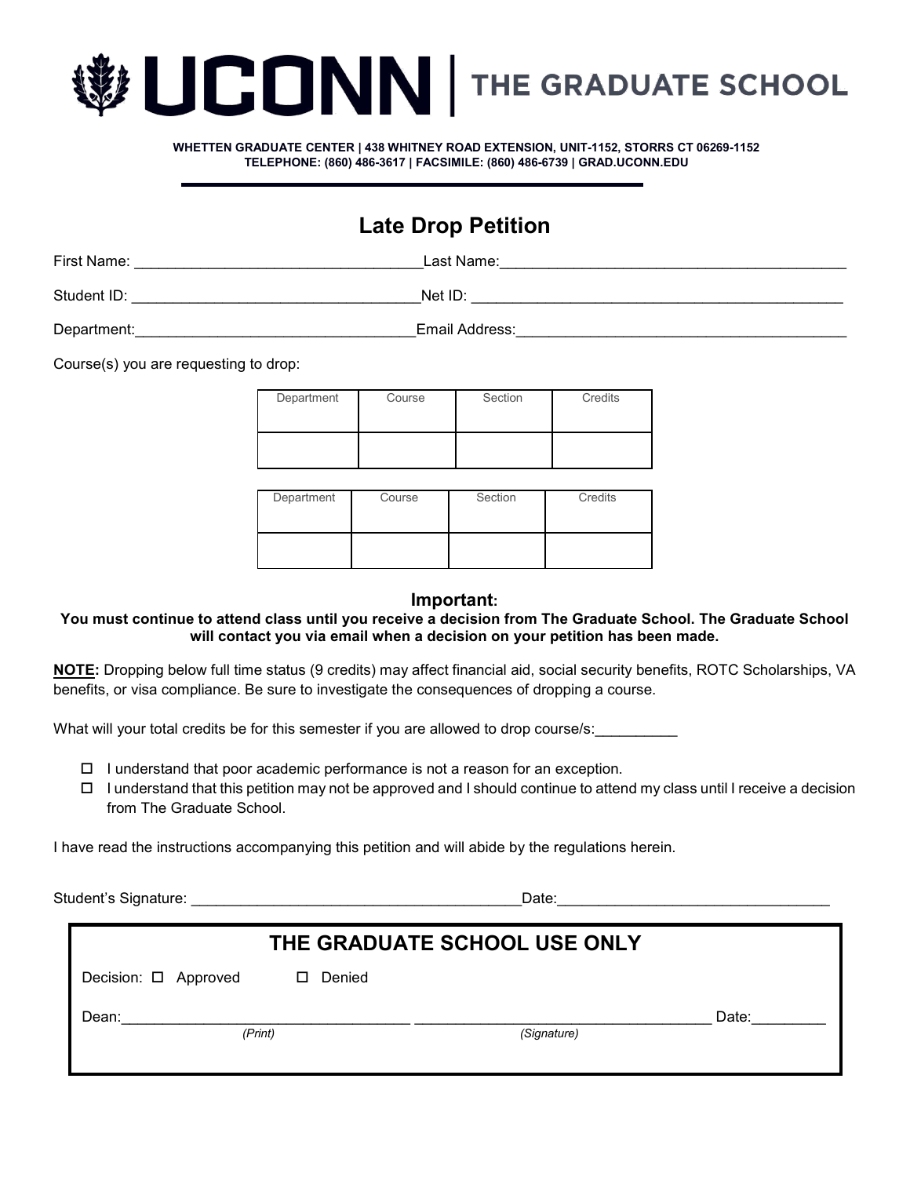UCONN | THE GRADUATE SCHOOL

**WHETTEN GRADUATE CENTER | 438 WHITNEY ROAD EXTENSION, UNIT-1152, STORRS CT 06269-1152**
**TELEPHONE: (860) 486-3617 | FACSIMILE: (860) 486-6739 | GRAD.UCONN.EDU**

# Late Drop Petition

First Name: ___________________________________ Last Name: ___________________________________________

Student ID: ___________________________________ Net ID: _____________________________________________

Department: ___________________________________ Email Address: _______________________________________

Course(s) you are requesting to drop:

| Department | Course | Section | Credits |
|---|---|---|---|
| | | | |

| Department | Course | Section | Credits |
|---|---|---|---|
| | | | |

## Important:

**You must continue to attend class until you receive a decision from The Graduate School. The Graduate School will contact you via email when a decision on your petition has been made.**

**NOTE:** Dropping below full time status (9 credits) may affect financial aid, social security benefits, ROTC Scholarships, VA benefits, or visa compliance. Be sure to investigate the consequences of dropping a course.

What will your total credits be for this semester if you are allowed to drop course/s: __________

- ☐ I understand that poor academic performance is not a reason for an exception.
- ☐ I understand that this petition may not be approved and I should continue to attend my class until I receive a decision from The Graduate School.

I have read the instructions accompanying this petition and will abide by the regulations herein.

Student's Signature: _________________________________________ Date: _________________________________

## THE GRADUATE SCHOOL USE ONLY

Decision: ☐ Approved ☐ Denied

Dean: ___________________________________ ___________________________________ Date: _________

*(Print)* *(Signature)*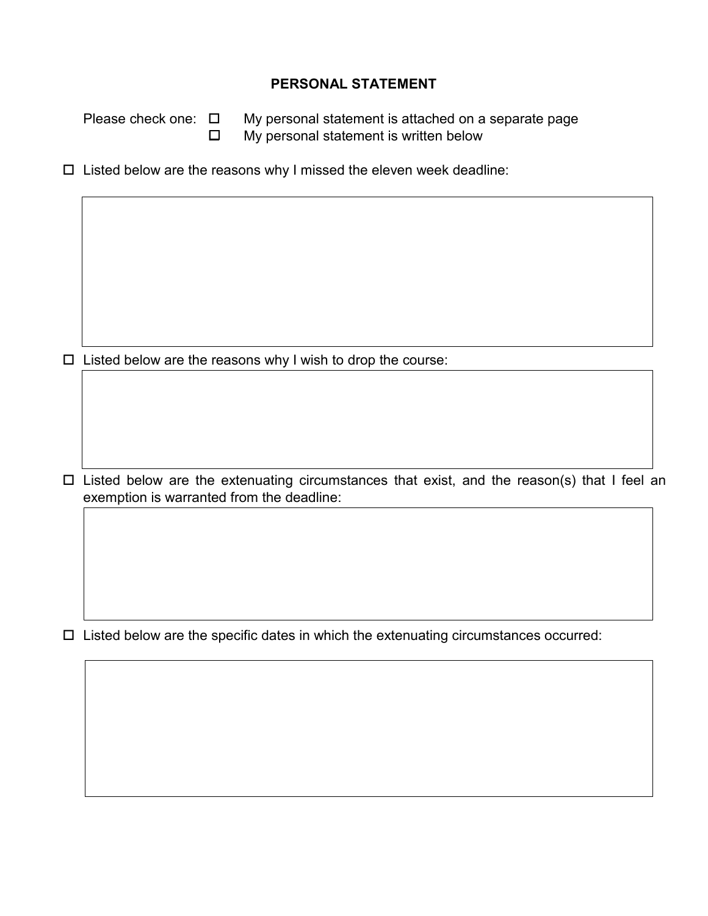## PERSONAL STATEMENT

Please check one:

- ☐ My personal statement is attached on a separate page
- ☐ My personal statement is written below

☐ Listed below are the reasons why I missed the eleven week deadline:

☐ Listed below are the reasons why I wish to drop the course:

☐ Listed below are the extenuating circumstances that exist, and the reason(s) that I feel an exemption is warranted from the deadline:

☐ Listed below are the specific dates in which the extenuating circumstances occurred: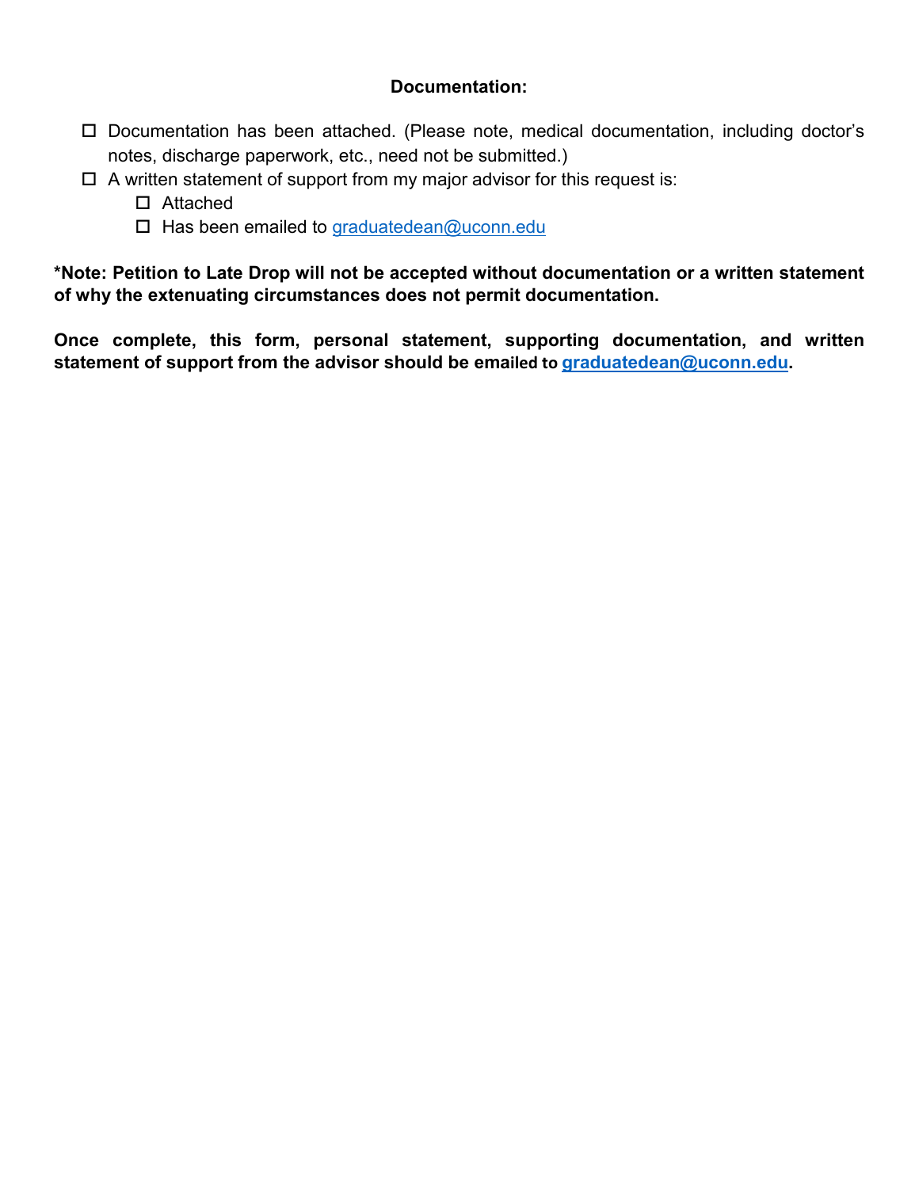**Documentation:**

- ☐ Documentation has been attached. (Please note, medical documentation, including doctor's notes, discharge paperwork, etc., need not be submitted.)
- ☐ A written statement of support from my major advisor for this request is:
  - ☐ Attached
  - ☐ Has been emailed to graduatedean@uconn.edu

**\*Note: Petition to Late Drop will not be accepted without documentation or a written statement of why the extenuating circumstances does not permit documentation.**

**Once complete, this form, personal statement, supporting documentation, and written statement of support from the advisor should be emailed to graduatedean@uconn.edu.**